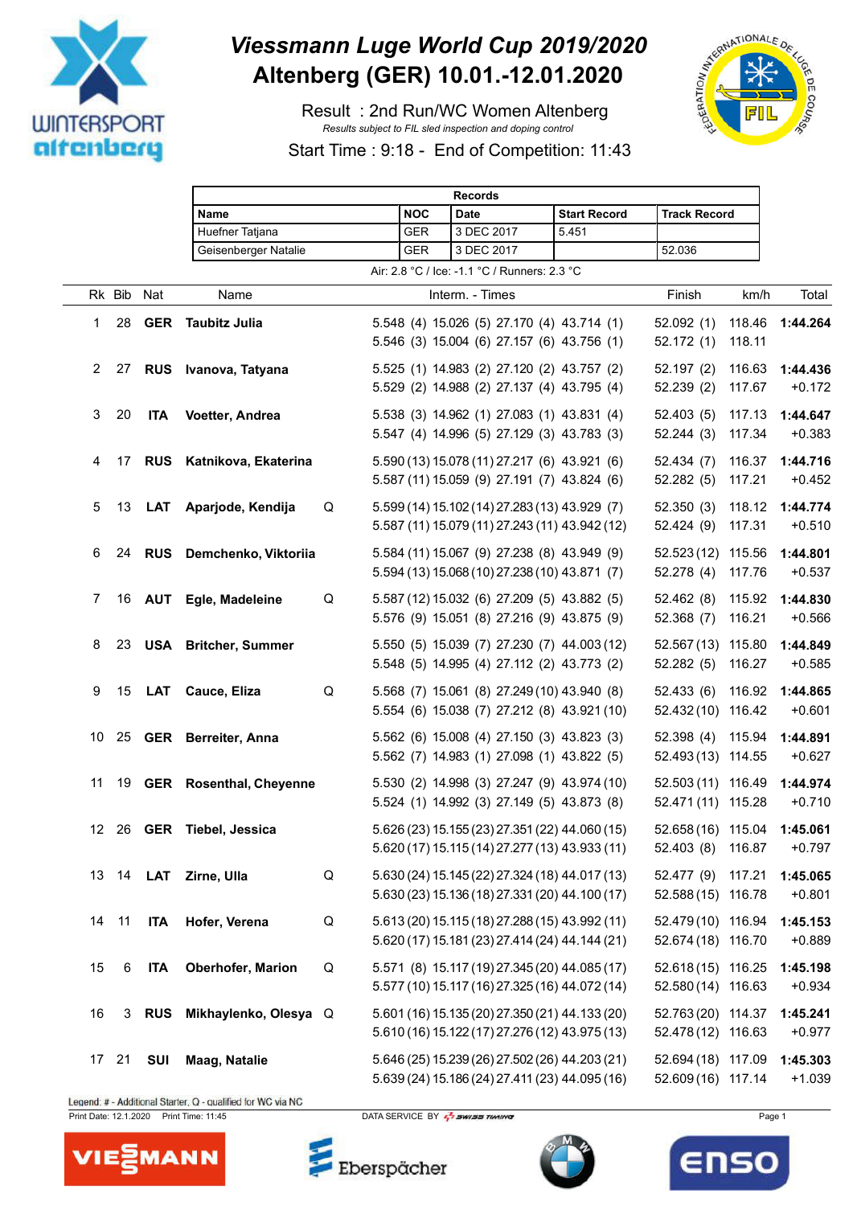# Viessmann Luge World Cup 2019/2020
# Altenberg (GER) 10.01.-12.01.2020

Result : 2nd Run/WC Women Altenberg

*Results subject to FIL sled inspection and doping control*

Start Time : 9:18 - End of Competition: 11:43

| Records | | | | |
|---|---|---|---|---|
| **Name** | **NOC** | **Date** | **Start Record** | **Track Record** |
| Huefner Tatjana | GER | 3 DEC 2017 | 5.451 | |
| Geisenberger Natalie | GER | 3 DEC 2017 | | 52.036 |

Air: 2.8 °C / Ice: -1.1 °C / Runners: 2.3 °C

| Rk | Bib | Nat | Name | | Interm. - Times | Finish | km/h | Total |
|---|---|---|---|---|---|---|---|---|
| 1 | 28 | **GER** | **Taubitz Julia** | | 5.548 (4) 15.026 (5) 27.170 (4) 43.714 (1) | 52.092 (1) | 118.46 | **1:44.264** |
| | | | | | 5.546 (3) 15.004 (6) 27.157 (6) 43.756 (1) | 52.172 (1) | 118.11 | |
| 2 | 27 | **RUS** | **Ivanova, Tatyana** | | 5.525 (1) 14.983 (2) 27.120 (2) 43.757 (2) | 52.197 (2) | 116.63 | **1:44.436** |
| | | | | | 5.529 (2) 14.988 (2) 27.137 (4) 43.795 (4) | 52.239 (2) | 117.67 | +0.172 |
| 3 | 20 | **ITA** | **Voetter, Andrea** | | 5.538 (3) 14.962 (1) 27.083 (1) 43.831 (4) | 52.403 (5) | 117.13 | **1:44.647** |
| | | | | | 5.547 (4) 14.996 (5) 27.129 (3) 43.783 (3) | 52.244 (3) | 117.34 | +0.383 |
| 4 | 17 | **RUS** | **Katnikova, Ekaterina** | | 5.590 (13) 15.078 (11) 27.217 (6) 43.921 (6) | 52.434 (7) | 116.37 | **1:44.716** |
| | | | | | 5.587 (11) 15.059 (9) 27.191 (7) 43.824 (6) | 52.282 (5) | 117.21 | +0.452 |
| 5 | 13 | **LAT** | **Aparjode, Kendija** | Q | 5.599 (14) 15.102 (14) 27.283 (13) 43.929 (7) | 52.350 (3) | 118.12 | **1:44.774** |
| | | | | | 5.587 (11) 15.079 (11) 27.243 (11) 43.942 (12) | 52.424 (9) | 117.31 | +0.510 |
| 6 | 24 | **RUS** | **Demchenko, Viktoriia** | | 5.584 (11) 15.067 (9) 27.238 (8) 43.949 (9) | 52.523 (12) | 115.56 | **1:44.801** |
| | | | | | 5.594 (13) 15.068 (10) 27.238 (10) 43.871 (7) | 52.278 (4) | 117.76 | +0.537 |
| 7 | 16 | **AUT** | **Egle, Madeleine** | Q | 5.587 (12) 15.032 (6) 27.209 (5) 43.882 (5) | 52.462 (8) | 115.92 | **1:44.830** |
| | | | | | 5.576 (9) 15.051 (8) 27.216 (9) 43.875 (9) | 52.368 (7) | 116.21 | +0.566 |
| 8 | 23 | **USA** | **Britcher, Summer** | | 5.550 (5) 15.039 (7) 27.230 (7) 44.003 (12) | 52.567 (13) | 115.80 | **1:44.849** |
| | | | | | 5.548 (5) 14.995 (4) 27.112 (2) 43.773 (2) | 52.282 (5) | 116.27 | +0.585 |
| 9 | 15 | **LAT** | **Cauce, Eliza** | Q | 5.568 (7) 15.061 (8) 27.249 (10) 43.940 (8) | 52.433 (6) | 116.92 | **1:44.865** |
| | | | | | 5.554 (6) 15.038 (7) 27.212 (8) 43.921 (10) | 52.432 (10) | 116.42 | +0.601 |
| 10 | 25 | **GER** | **Berreiter, Anna** | | 5.562 (6) 15.008 (4) 27.150 (3) 43.823 (3) | 52.398 (4) | 115.94 | **1:44.891** |
| | | | | | 5.562 (7) 14.983 (1) 27.098 (1) 43.822 (5) | 52.493 (13) | 114.55 | +0.627 |
| 11 | 19 | **GER** | **Rosenthal, Cheyenne** | | 5.530 (2) 14.998 (3) 27.247 (9) 43.974 (10) | 52.503 (11) | 116.49 | **1:44.974** |
| | | | | | 5.524 (1) 14.992 (3) 27.149 (5) 43.873 (8) | 52.471 (11) | 115.28 | +0.710 |
| 12 | 26 | **GER** | **Tiebel, Jessica** | | 5.626 (23) 15.155 (23) 27.351 (22) 44.060 (15) | 52.658 (16) | 115.04 | **1:45.061** |
| | | | | | 5.620 (17) 15.115 (14) 27.277 (13) 43.933 (11) | 52.403 (8) | 116.87 | +0.797 |
| 13 | 14 | **LAT** | **Zirne, Ulla** | Q | 5.630 (24) 15.145 (22) 27.324 (18) 44.017 (13) | 52.477 (9) | 117.21 | **1:45.065** |
| | | | | | 5.630 (23) 15.136 (18) 27.331 (20) 44.100 (17) | 52.588 (15) | 116.78 | +0.801 |
| 14 | 11 | **ITA** | **Hofer, Verena** | Q | 5.613 (20) 15.115 (18) 27.288 (15) 43.992 (11) | 52.479 (10) | 116.94 | **1:45.153** |
| | | | | | 5.620 (17) 15.181 (23) 27.414 (24) 44.144 (21) | 52.674 (18) | 116.70 | +0.889 |
| 15 | 6 | **ITA** | **Oberhofer, Marion** | Q | 5.571 (8) 15.117 (19) 27.345 (20) 44.085 (17) | 52.618 (15) | 116.25 | **1:45.198** |
| | | | | | 5.577 (10) 15.117 (16) 27.325 (16) 44.072 (14) | 52.580 (14) | 116.63 | +0.934 |
| 16 | 3 | **RUS** | **Mikhaylenko, Olesya** | Q | 5.601 (16) 15.135 (20) 27.350 (21) 44.133 (20) | 52.763 (20) | 114.37 | **1:45.241** |
| | | | | | 5.610 (16) 15.122 (17) 27.276 (12) 43.975 (13) | 52.478 (12) | 116.63 | +0.977 |
| 17 | 21 | **SUI** | **Maag, Natalie** | | 5.646 (25) 15.239 (26) 27.502 (26) 44.203 (21) | 52.694 (18) | 117.09 | **1:45.303** |
| | | | | | 5.639 (24) 15.186 (24) 27.411 (23) 44.095 (16) | 52.609 (16) | 117.14 | +1.039 |

Legend: # - Additional Starter, Q - qualified for WC via NC

Print Date: 12.1.2020 Print Time: 11:45 DATA SERVICE BY SWISS TIMING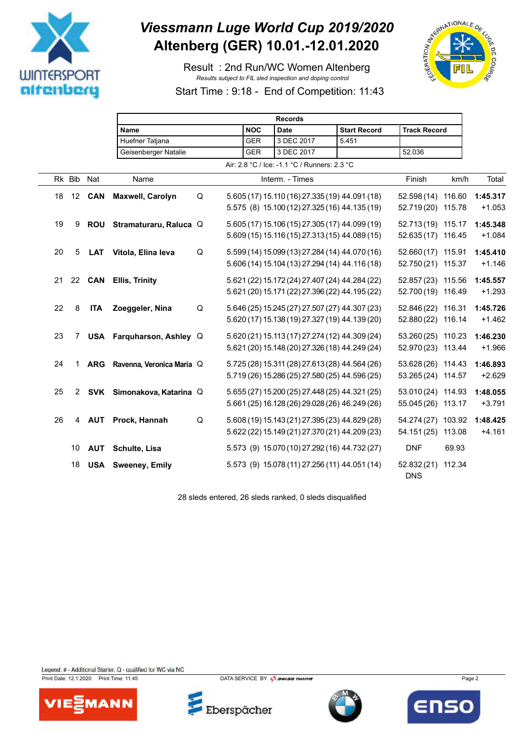# Viessmann Luge World Cup 2019/2020
# Altenberg (GER) 10.01.-12.01.2020

Result : 2nd Run/WC Women Altenberg

*Results subject to FIL sled inspection and doping control*

Start Time : 9:18 - End of Competition: 11:43

| Records | | | | |
|---|---|---|---|---|
| **Name** | **NOC** | **Date** | **Start Record** | **Track Record** |
| Huefner Tatjana | GER | 3 DEC 2017 | 5.451 | |
| Geisenberger Natalie | GER | 3 DEC 2017 | | 52.036 |

Air: 2.8 °C / Ice: -1.1 °C / Runners: 2.3 °C

| Rk | Bib | Nat | Name | | Interm. - Times | Finish | km/h | Total |
|---|---|---|---|---|---|---|---|---|
| 18 | 12 | **CAN** | **Maxwell, Carolyn** | Q | 5.605 (17) 15.110 (16) 27.335 (19) 44.091 (18) | 52.598 (14) | 116.60 | **1:45.317** |
| | | | | | 5.575 (8) 15.100 (12) 27.325 (16) 44.135 (19) | 52.719 (20) | 115.78 | +1.053 |
| 19 | 9 | **ROU** | **Stramaturaru, Raluca** | Q | 5.605 (17) 15.106 (15) 27.305 (17) 44.099 (19) | 52.713 (19) | 115.17 | **1:45.348** |
| | | | | | 5.609 (15) 15.116 (15) 27.313 (15) 44.089 (15) | 52.635 (17) | 116.45 | +1.084 |
| 20 | 5 | **LAT** | **Vitola, Elina Ieva** | Q | 5.599 (14) 15.099 (13) 27.284 (14) 44.070 (16) | 52.660 (17) | 115.91 | **1:45.410** |
| | | | | | 5.606 (14) 15.104 (13) 27.294 (14) 44.116 (18) | 52.750 (21) | 115.37 | +1.146 |
| 21 | 22 | **CAN** | **Ellis, Trinity** | | 5.621 (22) 15.172 (24) 27.407 (24) 44.284 (22) | 52.857 (23) | 115.56 | **1:45.557** |
| | | | | | 5.621 (20) 15.171 (22) 27.396 (22) 44.195 (22) | 52.700 (19) | 116.49 | +1.293 |
| 22 | 8 | **ITA** | **Zoeggeler, Nina** | Q | 5.646 (25) 15.245 (27) 27.507 (27) 44.307 (23) | 52.846 (22) | 116.31 | **1:45.726** |
| | | | | | 5.620 (17) 15.138 (19) 27.327 (19) 44.139 (20) | 52.880 (22) | 116.14 | +1.462 |
| 23 | 7 | **USA** | **Farquharson, Ashley** | Q | 5.620 (21) 15.113 (17) 27.274 (12) 44.309 (24) | 53.260 (25) | 110.23 | **1:46.230** |
| | | | | | 5.621 (20) 15.148 (20) 27.326 (18) 44.249 (24) | 52.970 (23) | 113.44 | +1.966 |
| 24 | 1 | **ARG** | **Ravenna, Veronica Maria** | Q | 5.725 (28) 15.311 (28) 27.613 (28) 44.564 (26) | 53.628 (26) | 114.43 | **1:46.893** |
| | | | | | 5.719 (26) 15.286 (25) 27.580 (25) 44.596 (25) | 53.265 (24) | 114.57 | +2.629 |
| 25 | 2 | **SVK** | **Simonakova, Katarina** | Q | 5.655 (27) 15.200 (25) 27.448 (25) 44.321 (25) | 53.010 (24) | 114.93 | **1:48.055** |
| | | | | | 5.661 (25) 16.128 (26) 29.028 (26) 46.249 (26) | 55.045 (26) | 113.17 | +3.791 |
| 26 | 4 | **AUT** | **Prock, Hannah** | Q | 5.608 (19) 15.143 (21) 27.395 (23) 44.829 (28) | 54.274 (27) | 103.92 | **1:48.425** |
| | | | | | 5.622 (22) 15.149 (21) 27.370 (21) 44.209 (23) | 54.151 (25) | 113.08 | +4.161 |
| | 10 | **AUT** | **Schulte, Lisa** | | 5.573 (9) 15.070 (10) 27.292 (16) 44.732 (27) | DNF | 69.93 | |
| | 18 | **USA** | **Sweeney, Emily** | | 5.573 (9) 15.078 (11) 27.256 (11) 44.051 (14) | 52.832 (21) | 112.34 | |
| | | | | | | DNS | | |

28 sleds entered, 26 sleds ranked, 0 sleds disqualified

Legend: # - Additional Starter, Q - qualified for WC via NC

Print Date: 12.1.2020 Print Time: 11:45 DATA SERVICE BY SWISS TIMING